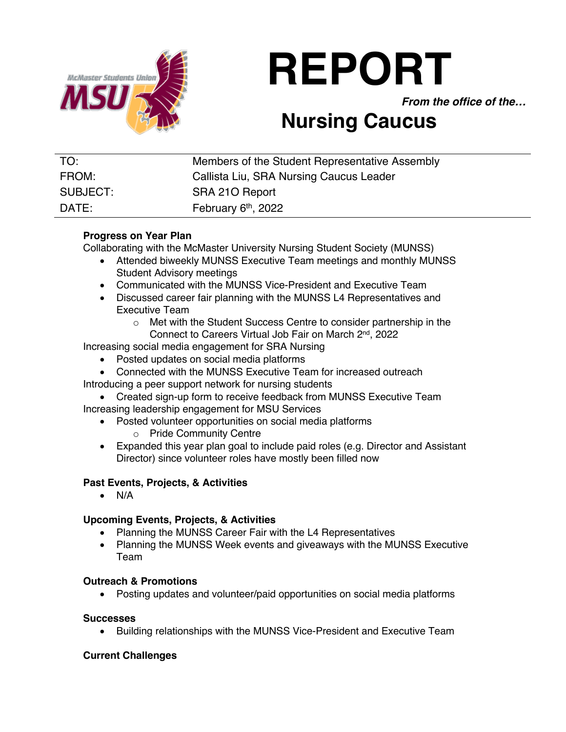# REPORT

***From the office of the…***

# Nursing Caucus

| | |
|---|---|
| TO: | Members of the Student Representative Assembly |
| FROM: | Callista Liu, SRA Nursing Caucus Leader |
| SUBJECT: | SRA 21O Report |
| DATE: | February 6th, 2022 |

**Progress on Year Plan**

Collaborating with the McMaster University Nursing Student Society (MUNSS)

- Attended biweekly MUNSS Executive Team meetings and monthly MUNSS Student Advisory meetings
- Communicated with the MUNSS Vice-President and Executive Team
- Discussed career fair planning with the MUNSS L4 Representatives and Executive Team
    - Met with the Student Success Centre to consider partnership in the Connect to Careers Virtual Job Fair on March 2nd, 2022

Increasing social media engagement for SRA Nursing

- Posted updates on social media platforms
- Connected with the MUNSS Executive Team for increased outreach

Introducing a peer support network for nursing students

- Created sign-up form to receive feedback from MUNSS Executive Team

Increasing leadership engagement for MSU Services

- Posted volunteer opportunities on social media platforms
    - Pride Community Centre
- Expanded this year plan goal to include paid roles (e.g. Director and Assistant Director) since volunteer roles have mostly been filled now

**Past Events, Projects, & Activities**

- N/A

**Upcoming Events, Projects, & Activities**

- Planning the MUNSS Career Fair with the L4 Representatives
- Planning the MUNSS Week events and giveaways with the MUNSS Executive Team

**Outreach & Promotions**

- Posting updates and volunteer/paid opportunities on social media platforms

**Successes**

- Building relationships with the MUNSS Vice-President and Executive Team

**Current Challenges**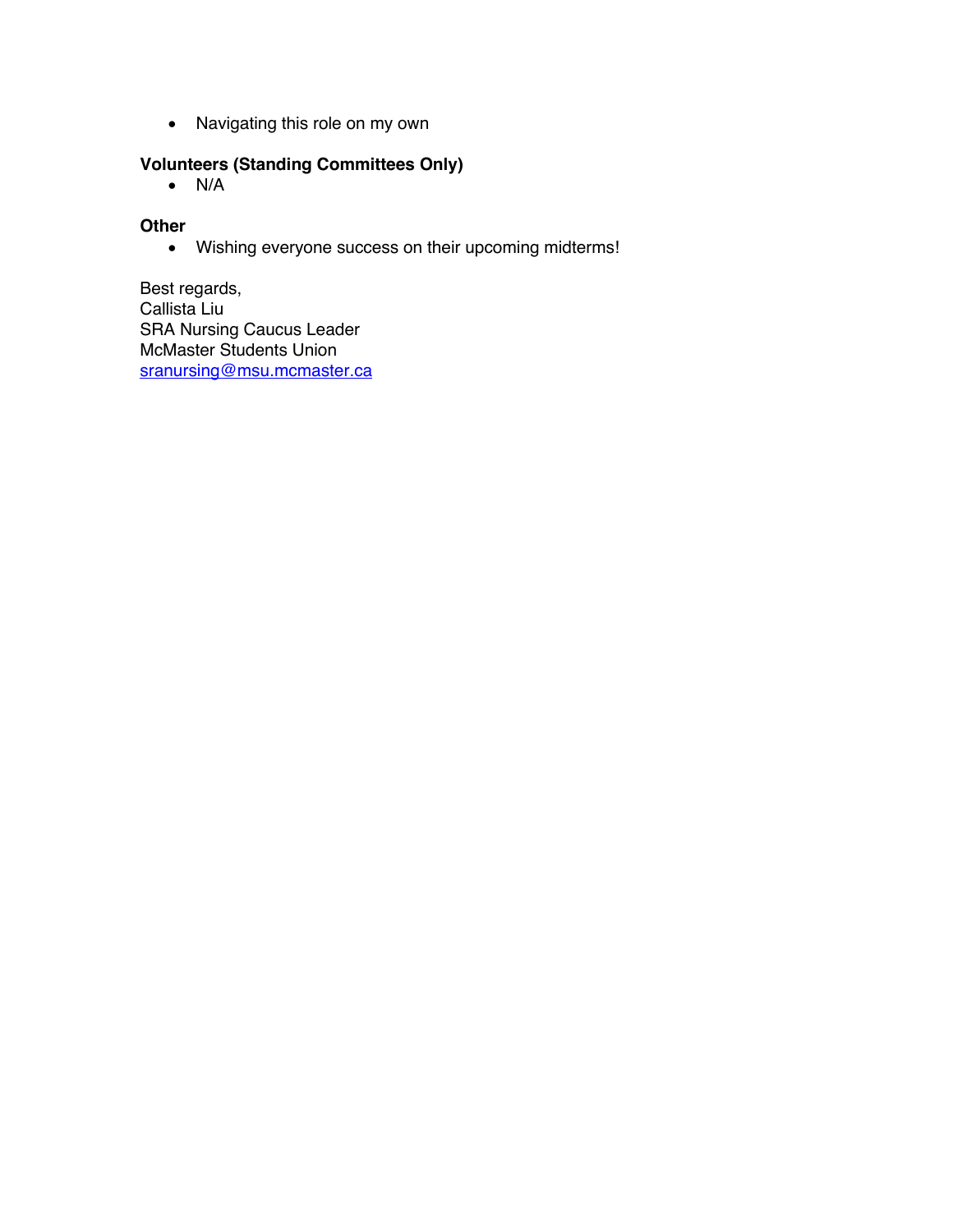- Navigating this role on my own

**Volunteers (Standing Committees Only)**

- N/A

**Other**

- Wishing everyone success on their upcoming midterms!

Best regards,
Callista Liu
SRA Nursing Caucus Leader
McMaster Students Union
sranursing@msu.mcmaster.ca